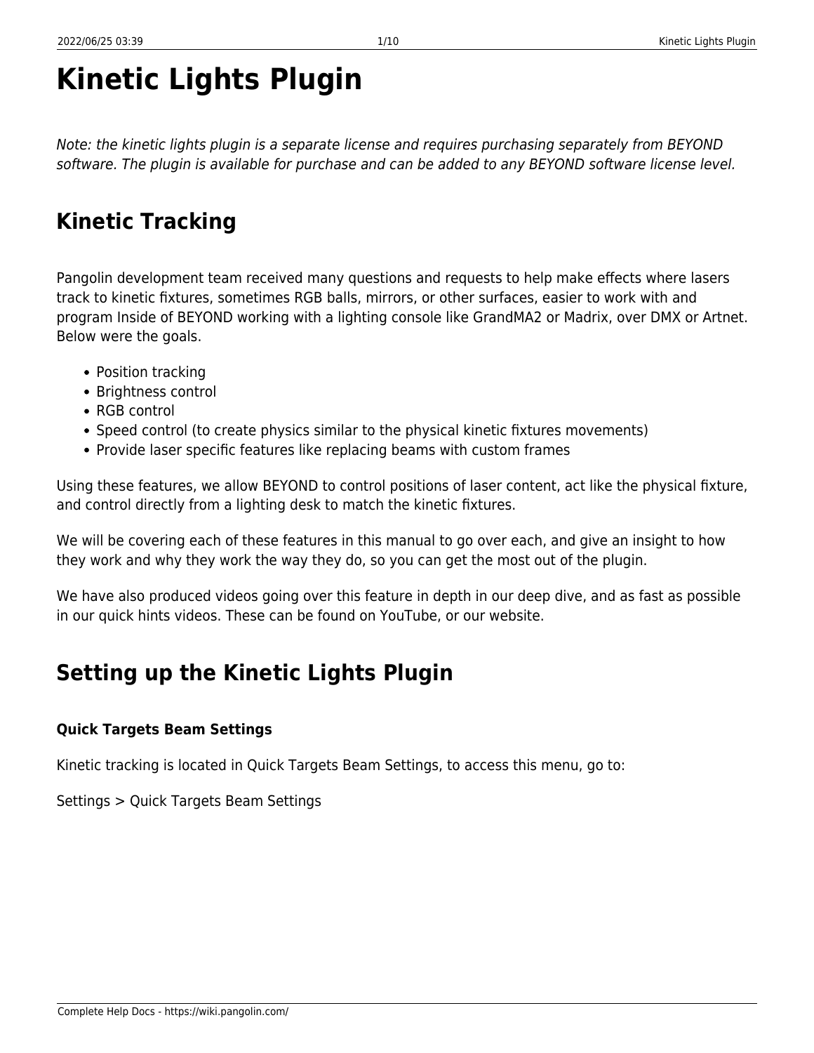# Kinetic Lights Plugin

*Note: the kinetic lights plugin is a separate license and requires purchasing separately from BEYOND software. The plugin is available for purchase and can be added to any BEYOND software license level.*

## Kinetic Tracking

Pangolin development team received many questions and requests to help make effects where lasers track to kinetic fixtures, sometimes RGB balls, mirrors, or other surfaces, easier to work with and program Inside of BEYOND working with a lighting console like GrandMA2 or Madrix, over DMX or Artnet. Below were the goals.

- Position tracking
- Brightness control
- RGB control
- Speed control (to create physics similar to the physical kinetic fixtures movements)
- Provide laser specific features like replacing beams with custom frames

Using these features, we allow BEYOND to control positions of laser content, act like the physical fixture, and control directly from a lighting desk to match the kinetic fixtures.

We will be covering each of these features in this manual to go over each, and give an insight to how they work and why they work the way they do, so you can get the most out of the plugin.

We have also produced videos going over this feature in depth in our deep dive, and as fast as possible in our quick hints videos. These can be found on YouTube, or our website.

## Setting up the Kinetic Lights Plugin

#### Quick Targets Beam Settings

Kinetic tracking is located in Quick Targets Beam Settings, to access this menu, go to:

Settings > Quick Targets Beam Settings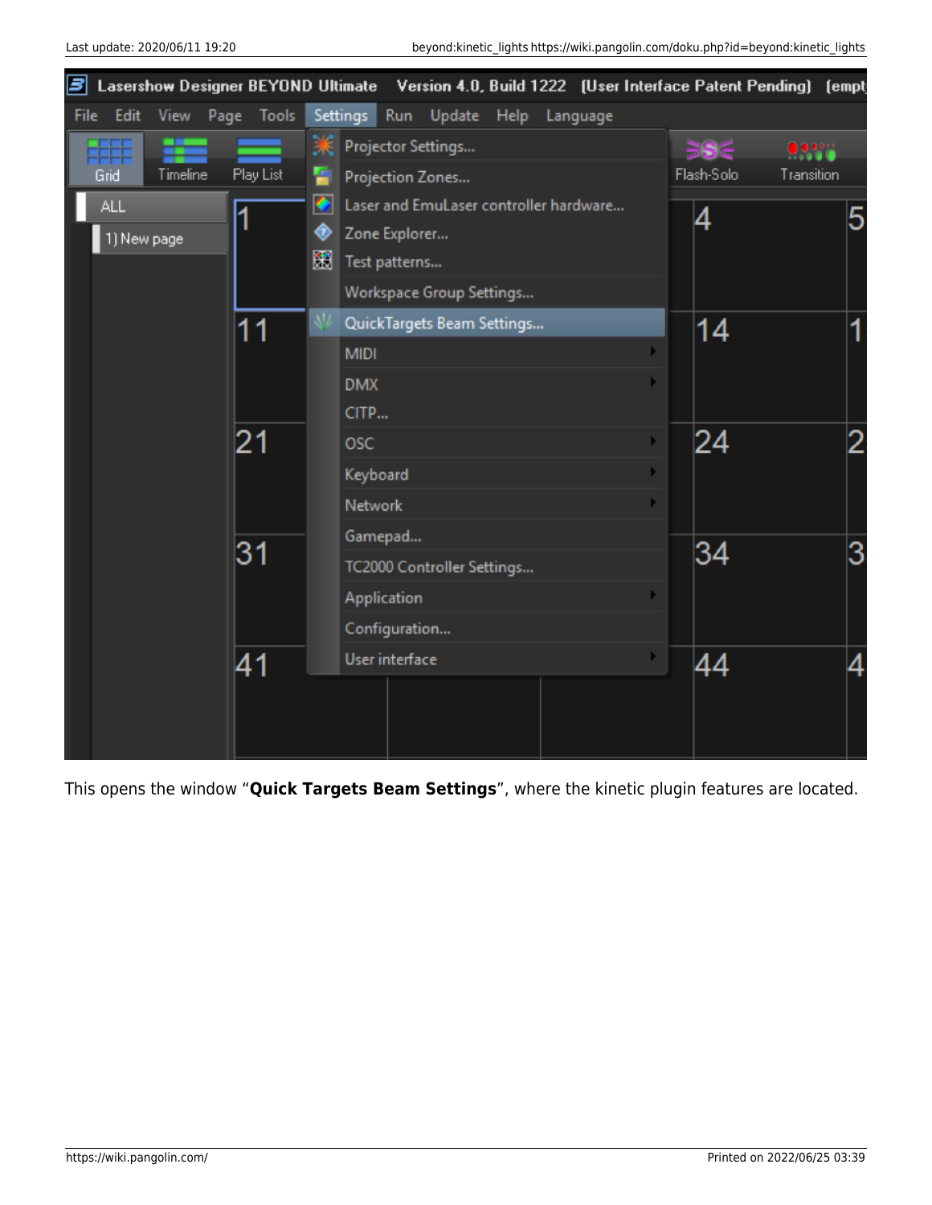This opens the window “**Quick Targets Beam Settings**”, where the kinetic plugin features are located.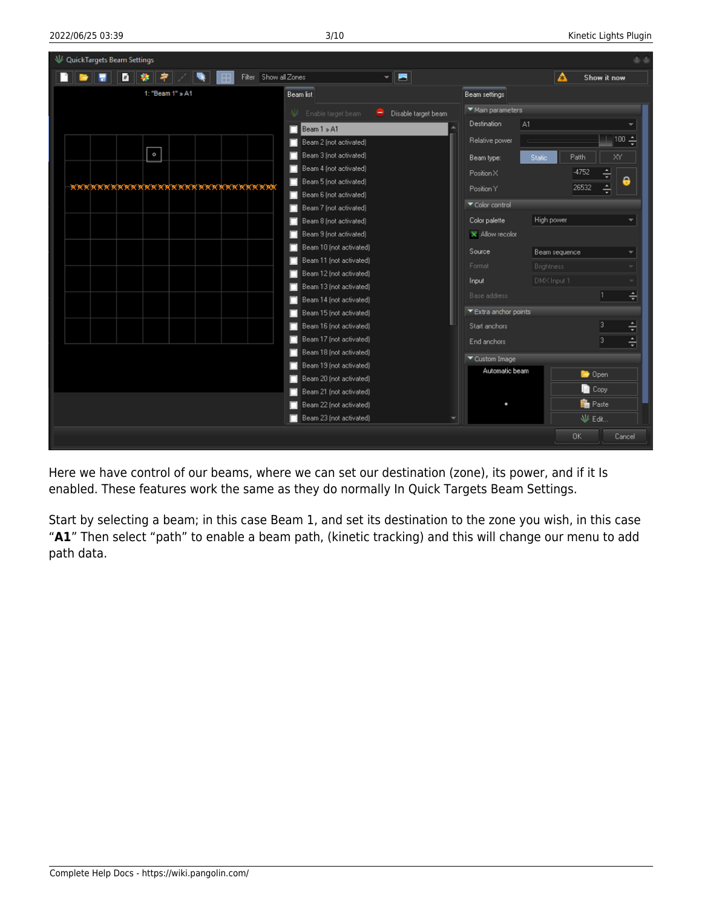Here we have control of our beams, where we can set our destination (zone), its power, and if it Is enabled. These features work the same as they do normally In Quick Targets Beam Settings.

Start by selecting a beam; in this case Beam 1, and set its destination to the zone you wish, in this case "**A1**" Then select "path" to enable a beam path, (kinetic tracking) and this will change our menu to add path data.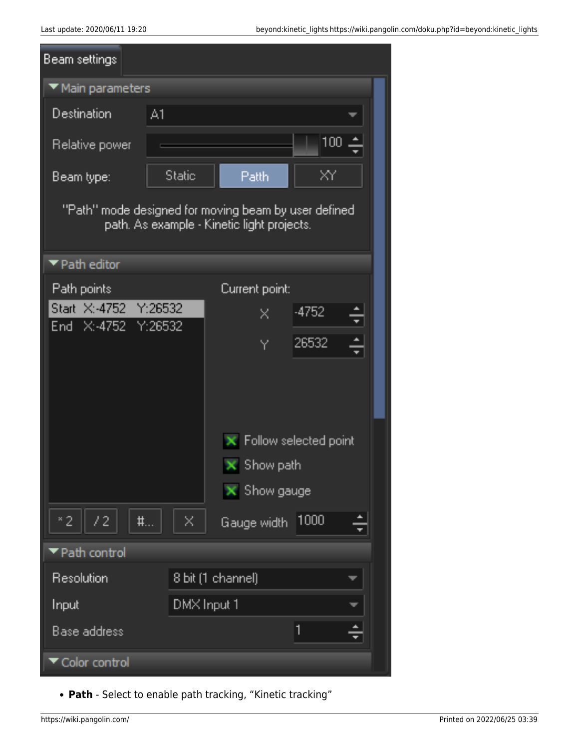- **Path** - Select to enable path tracking, “Kinetic tracking”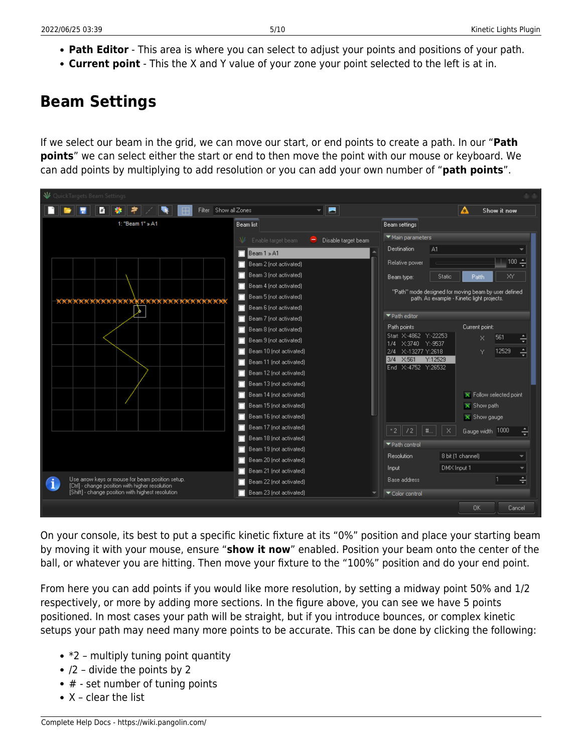- **Path Editor** - This area is where you can select to adjust your points and positions of your path.
- **Current point** - This the X and Y value of your zone your point selected to the left is at in.

## Beam Settings

If we select our beam in the grid, we can move our start, or end points to create a path. In our "**Path points**" we can select either the start or end to then move the point with our mouse or keyboard. We can add points by multiplying to add resolution or you can add your own number of "**path points**".

On your console, its best to put a specific kinetic fixture at its "0%" position and place your starting beam by moving it with your mouse, ensure "**show it now**" enabled. Position your beam onto the center of the ball, or whatever you are hitting. Then move your fixture to the "100%" position and do your end point.

From here you can add points if you would like more resolution, by setting a midway point 50% and 1/2 respectively, or more by adding more sections. In the figure above, you can see we have 5 points positioned. In most cases your path will be straight, but if you introduce bounces, or complex kinetic setups your path may need many more points to be accurate. This can be done by clicking the following:

- *2 – multiply tuning point quantity
- /2 – divide the points by 2
- # - set number of tuning points
- X – clear the list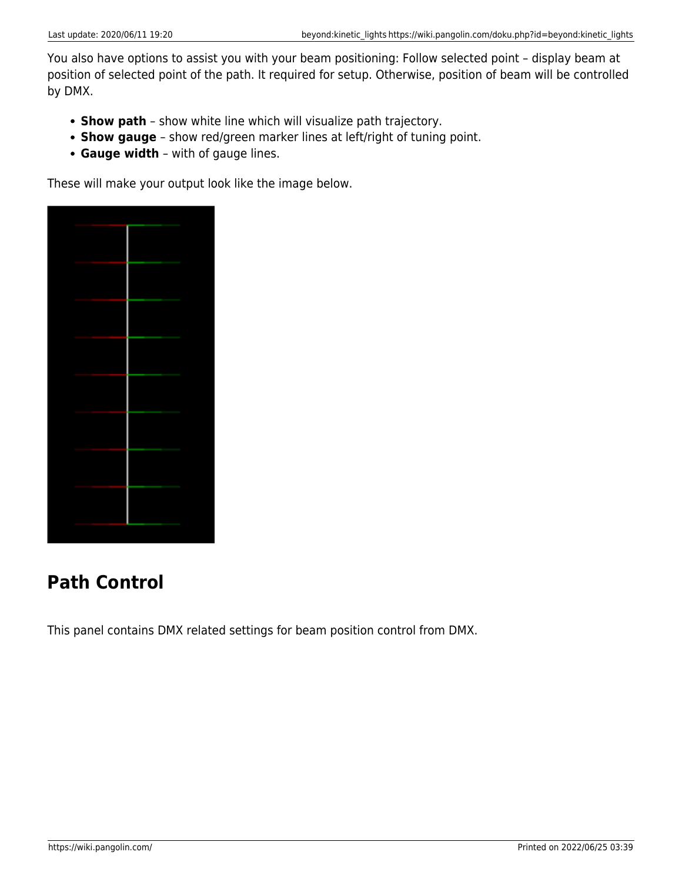You also have options to assist you with your beam positioning: Follow selected point – display beam at position of selected point of the path. It required for setup. Otherwise, position of beam will be controlled by DMX.

- **Show path** – show white line which will visualize path trajectory.
- **Show gauge** – show red/green marker lines at left/right of tuning point.
- **Gauge width** – with of gauge lines.

These will make your output look like the image below.

## Path Control

This panel contains DMX related settings for beam position control from DMX.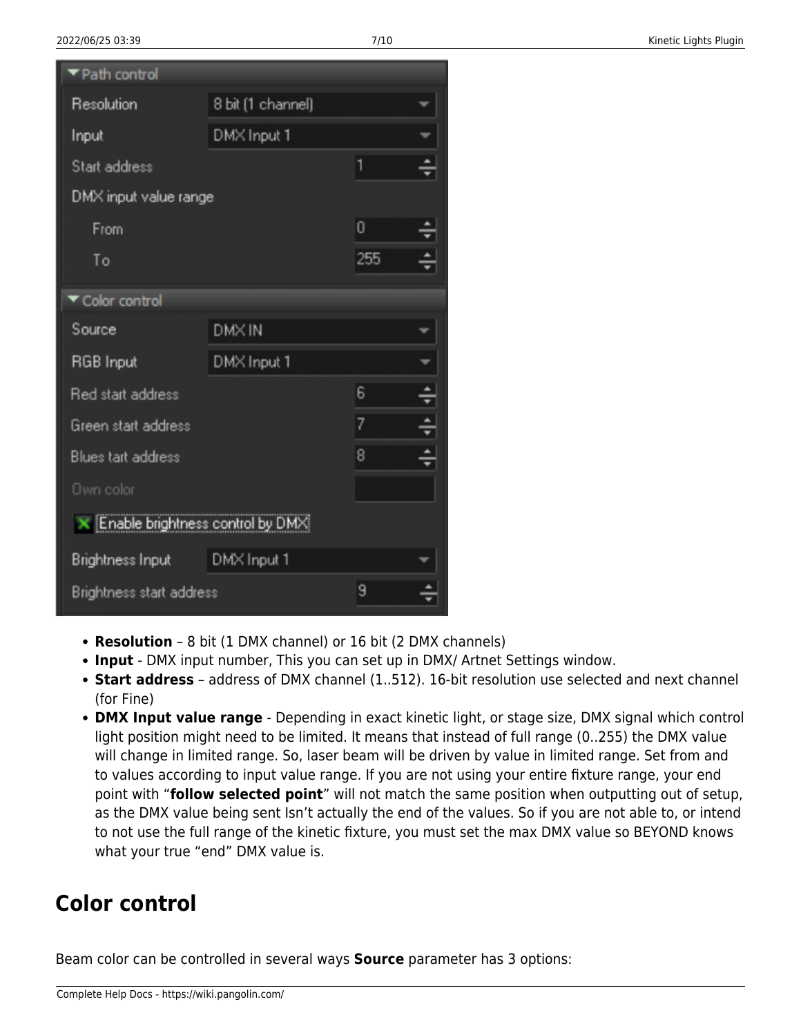- **Resolution** – 8 bit (1 DMX channel) or 16 bit (2 DMX channels)
- **Input** - DMX input number, This you can set up in DMX/ Artnet Settings window.
- **Start address** – address of DMX channel (1..512). 16-bit resolution use selected and next channel (for Fine)
- **DMX Input value range** - Depending in exact kinetic light, or stage size, DMX signal which control light position might need to be limited. It means that instead of full range (0..255) the DMX value will change in limited range. So, laser beam will be driven by value in limited range. Set from and to values according to input value range. If you are not using your entire fixture range, your end point with “**follow selected point**” will not match the same position when outputting out of setup, as the DMX value being sent Isn’t actually the end of the values. So if you are not able to, or intend to not use the full range of the kinetic fixture, you must set the max DMX value so BEYOND knows what your true “end” DMX value is.

## Color control

Beam color can be controlled in several ways **Source** parameter has 3 options: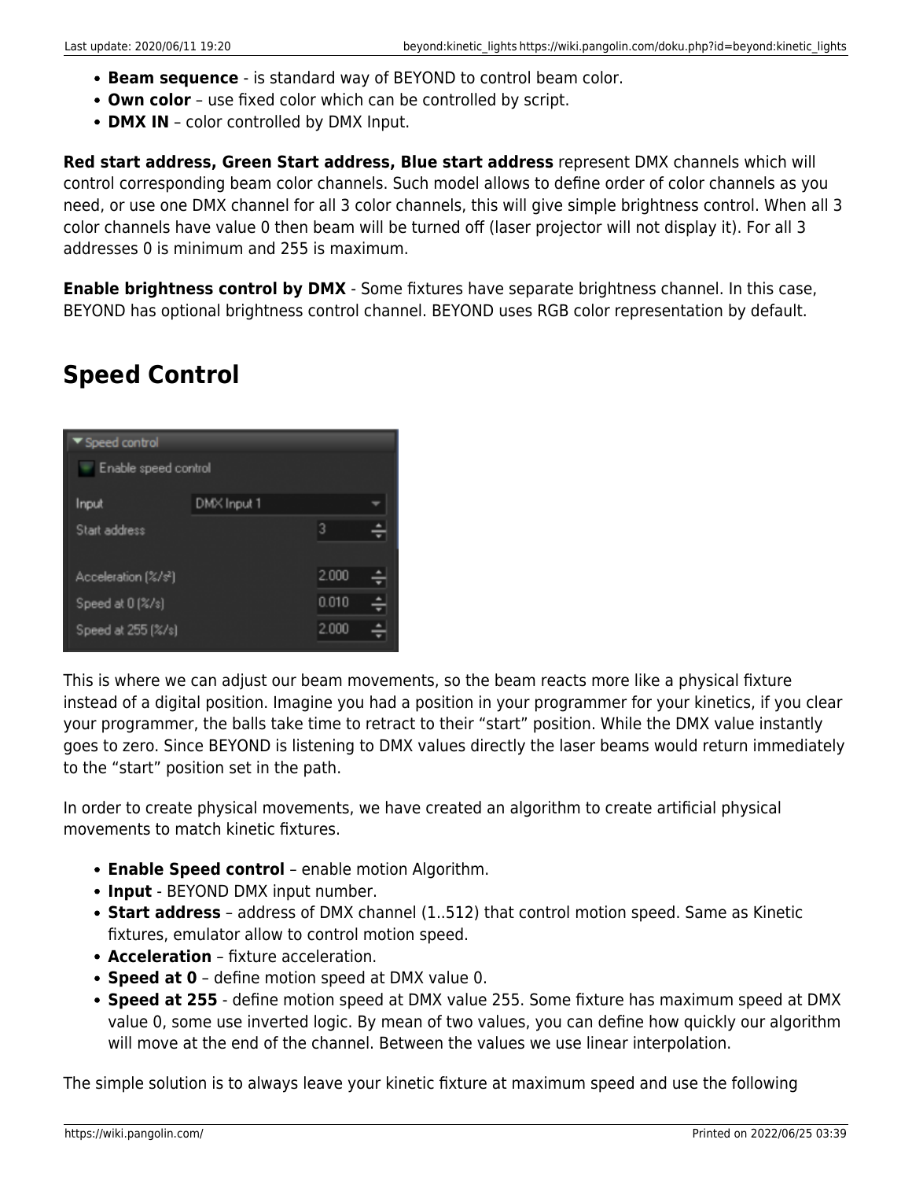- **Beam sequence** - is standard way of BEYOND to control beam color.
- **Own color** – use fixed color which can be controlled by script.
- **DMX IN** – color controlled by DMX Input.

**Red start address, Green Start address, Blue start address** represent DMX channels which will control corresponding beam color channels. Such model allows to define order of color channels as you need, or use one DMX channel for all 3 color channels, this will give simple brightness control. When all 3 color channels have value 0 then beam will be turned off (laser projector will not display it). For all 3 addresses 0 is minimum and 255 is maximum.

**Enable brightness control by DMX** - Some fixtures have separate brightness channel. In this case, BEYOND has optional brightness control channel. BEYOND uses RGB color representation by default.

## Speed Control

This is where we can adjust our beam movements, so the beam reacts more like a physical fixture instead of a digital position. Imagine you had a position in your programmer for your kinetics, if you clear your programmer, the balls take time to retract to their "start" position. While the DMX value instantly goes to zero. Since BEYOND is listening to DMX values directly the laser beams would return immediately to the "start" position set in the path.

In order to create physical movements, we have created an algorithm to create artificial physical movements to match kinetic fixtures.

- **Enable Speed control** – enable motion Algorithm.
- **Input** - BEYOND DMX input number.
- **Start address** – address of DMX channel (1..512) that control motion speed. Same as Kinetic fixtures, emulator allow to control motion speed.
- **Acceleration** – fixture acceleration.
- **Speed at 0** – define motion speed at DMX value 0.
- **Speed at 255** - define motion speed at DMX value 255. Some fixture has maximum speed at DMX value 0, some use inverted logic. By mean of two values, you can define how quickly our algorithm will move at the end of the channel. Between the values we use linear interpolation.

The simple solution is to always leave your kinetic fixture at maximum speed and use the following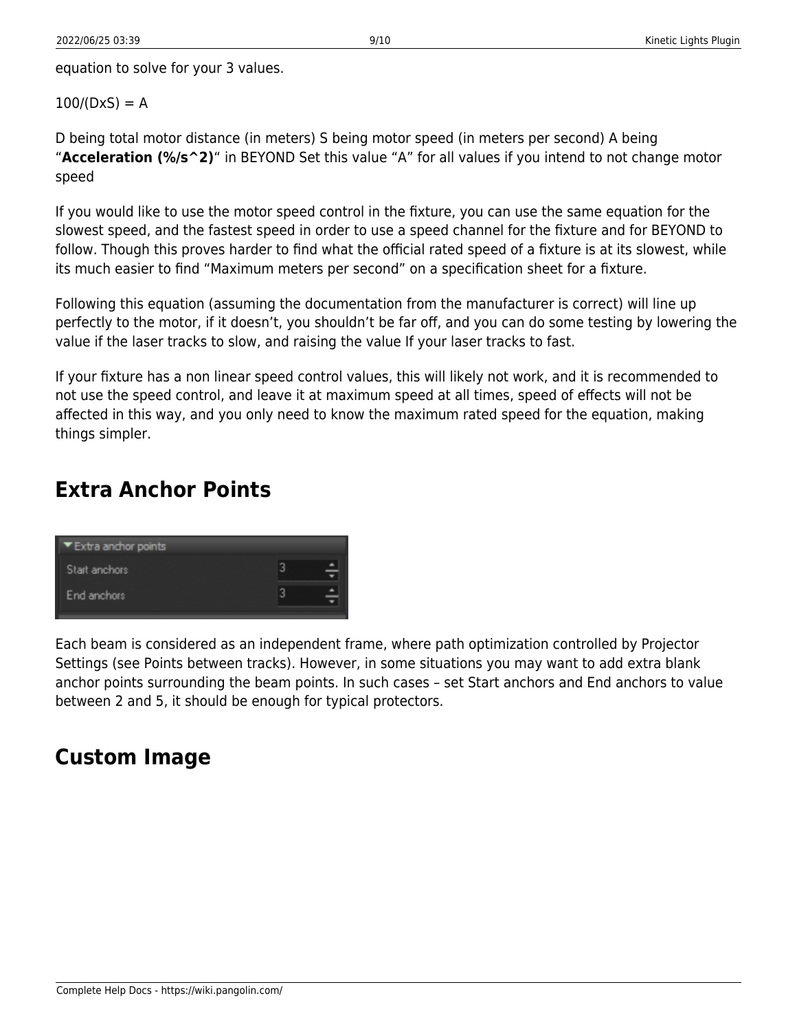equation to solve for your 3 values.

$100/(DxS) = A$

D being total motor distance (in meters) S being motor speed (in meters per second) A being "**Acceleration (%/s^2)**" in BEYOND Set this value "A" for all values if you intend to not change motor speed

If you would like to use the motor speed control in the fixture, you can use the same equation for the slowest speed, and the fastest speed in order to use a speed channel for the fixture and for BEYOND to follow. Though this proves harder to find what the official rated speed of a fixture is at its slowest, while its much easier to find "Maximum meters per second" on a specification sheet for a fixture.

Following this equation (assuming the documentation from the manufacturer is correct) will line up perfectly to the motor, if it doesn't, you shouldn't be far off, and you can do some testing by lowering the value if the laser tracks to slow, and raising the value If your laser tracks to fast.

If your fixture has a non linear speed control values, this will likely not work, and it is recommended to not use the speed control, and leave it at maximum speed at all times, speed of effects will not be affected in this way, and you only need to know the maximum rated speed for the equation, making things simpler.

## Extra Anchor Points

Each beam is considered as an independent frame, where path optimization controlled by Projector Settings (see Points between tracks). However, in some situations you may want to add extra blank anchor points surrounding the beam points. In such cases – set Start anchors and End anchors to value between 2 and 5, it should be enough for typical protectors.

## Custom Image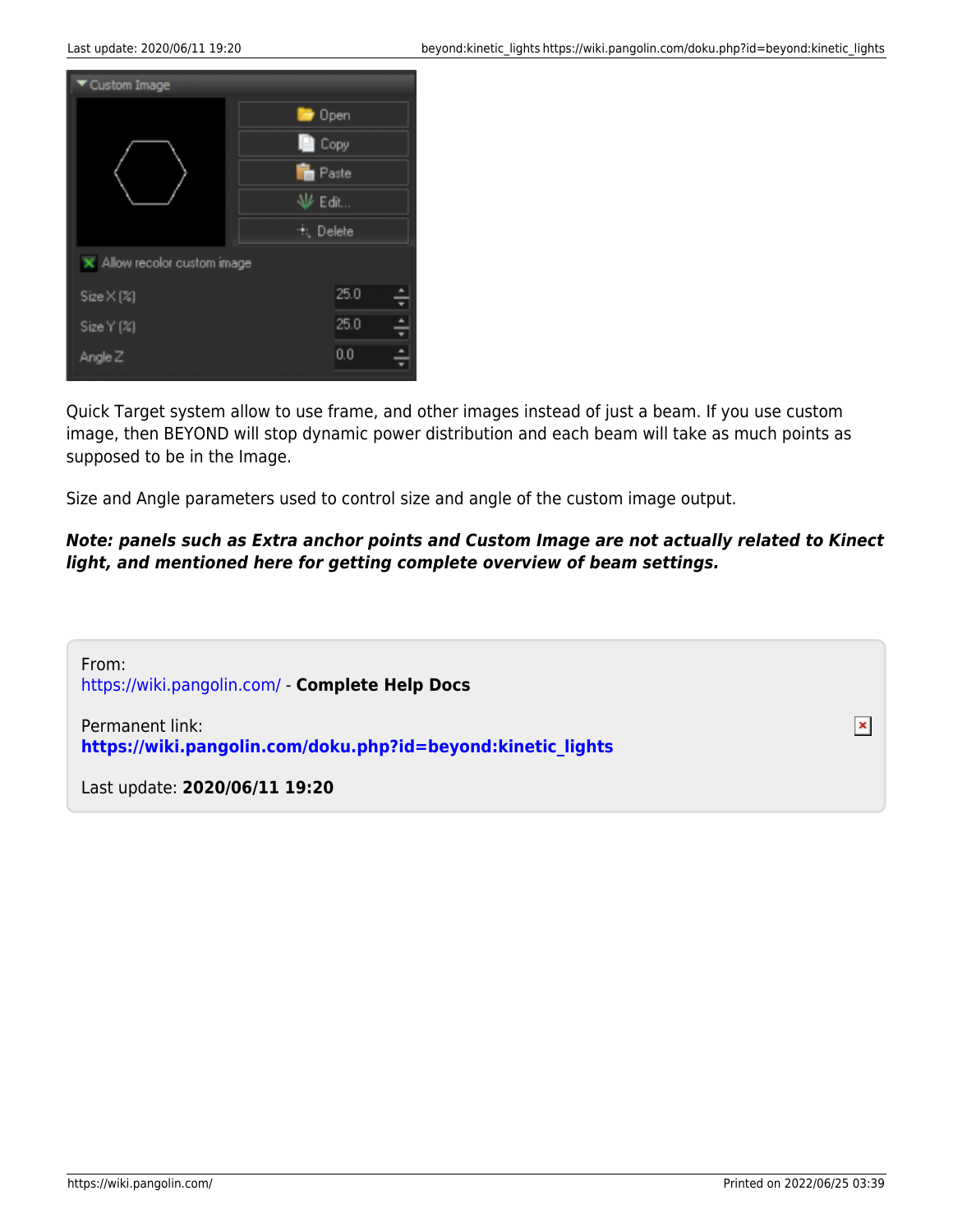Quick Target system allow to use frame, and other images instead of just a beam. If you use custom image, then BEYOND will stop dynamic power distribution and each beam will take as much points as supposed to be in the Image.

Size and Angle parameters used to control size and angle of the custom image output.

***Note: panels such as Extra anchor points and Custom Image are not actually related to Kinect light, and mentioned here for getting complete overview of beam settings.***

From:
https://wiki.pangolin.com/ - **Complete Help Docs**

Permanent link:
**https://wiki.pangolin.com/doku.php?id=beyond:kinetic_lights**

Last update: **2020/06/11 19:20**